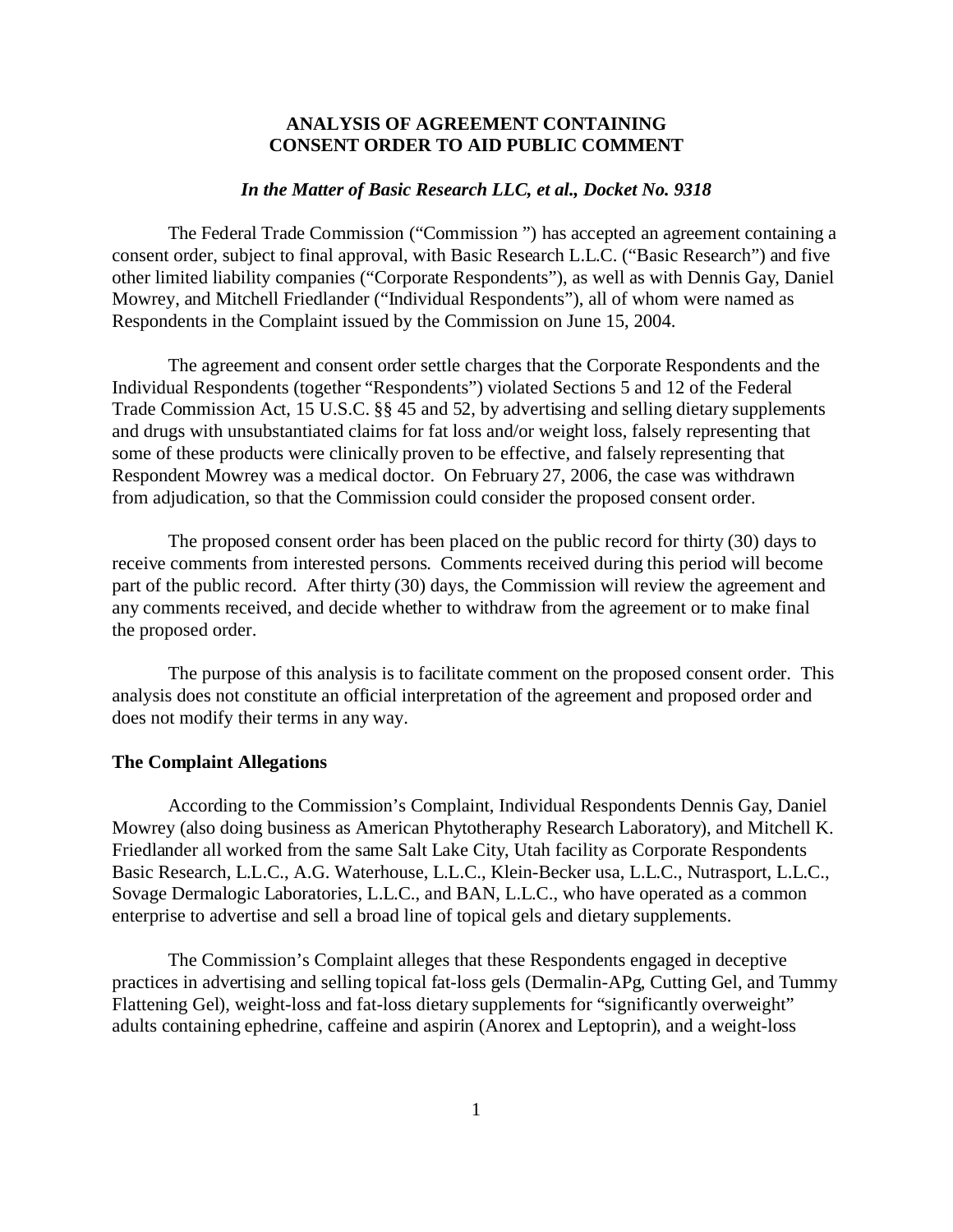# ANALYSIS OF AGREEMENT CONTAINING CONSENT ORDER TO AID PUBLIC COMMENT

***In the Matter of Basic Research LLC, et al., Docket No. 9318***

The Federal Trade Commission ("Commission ") has accepted an agreement containing a consent order, subject to final approval, with Basic Research L.L.C. ("Basic Research") and five other limited liability companies ("Corporate Respondents"), as well as with Dennis Gay, Daniel Mowrey, and Mitchell Friedlander ("Individual Respondents"), all of whom were named as Respondents in the Complaint issued by the Commission on June 15, 2004.

The agreement and consent order settle charges that the Corporate Respondents and the Individual Respondents (together "Respondents") violated Sections 5 and 12 of the Federal Trade Commission Act, 15 U.S.C. §§ 45 and 52, by advertising and selling dietary supplements and drugs with unsubstantiated claims for fat loss and/or weight loss, falsely representing that some of these products were clinically proven to be effective, and falsely representing that Respondent Mowrey was a medical doctor. On February 27, 2006, the case was withdrawn from adjudication, so that the Commission could consider the proposed consent order.

The proposed consent order has been placed on the public record for thirty (30) days to receive comments from interested persons. Comments received during this period will become part of the public record. After thirty (30) days, the Commission will review the agreement and any comments received, and decide whether to withdraw from the agreement or to make final the proposed order.

The purpose of this analysis is to facilitate comment on the proposed consent order. This analysis does not constitute an official interpretation of the agreement and proposed order and does not modify their terms in any way.

**The Complaint Allegations**

According to the Commission's Complaint, Individual Respondents Dennis Gay, Daniel Mowrey (also doing business as American Phytotherapy Research Laboratory), and Mitchell K. Friedlander all worked from the same Salt Lake City, Utah facility as Corporate Respondents Basic Research, L.L.C., A.G. Waterhouse, L.L.C., Klein-Becker usa, L.L.C., Nutrasport, L.L.C., Sovage Dermalogic Laboratories, L.L.C., and BAN, L.L.C., who have operated as a common enterprise to advertise and sell a broad line of topical gels and dietary supplements.

The Commission's Complaint alleges that these Respondents engaged in deceptive practices in advertising and selling topical fat-loss gels (Dermalin-APg, Cutting Gel, and Tummy Flattening Gel), weight-loss and fat-loss dietary supplements for "significantly overweight" adults containing ephedrine, caffeine and aspirin (Anorex and Leptoprin), and a weight-loss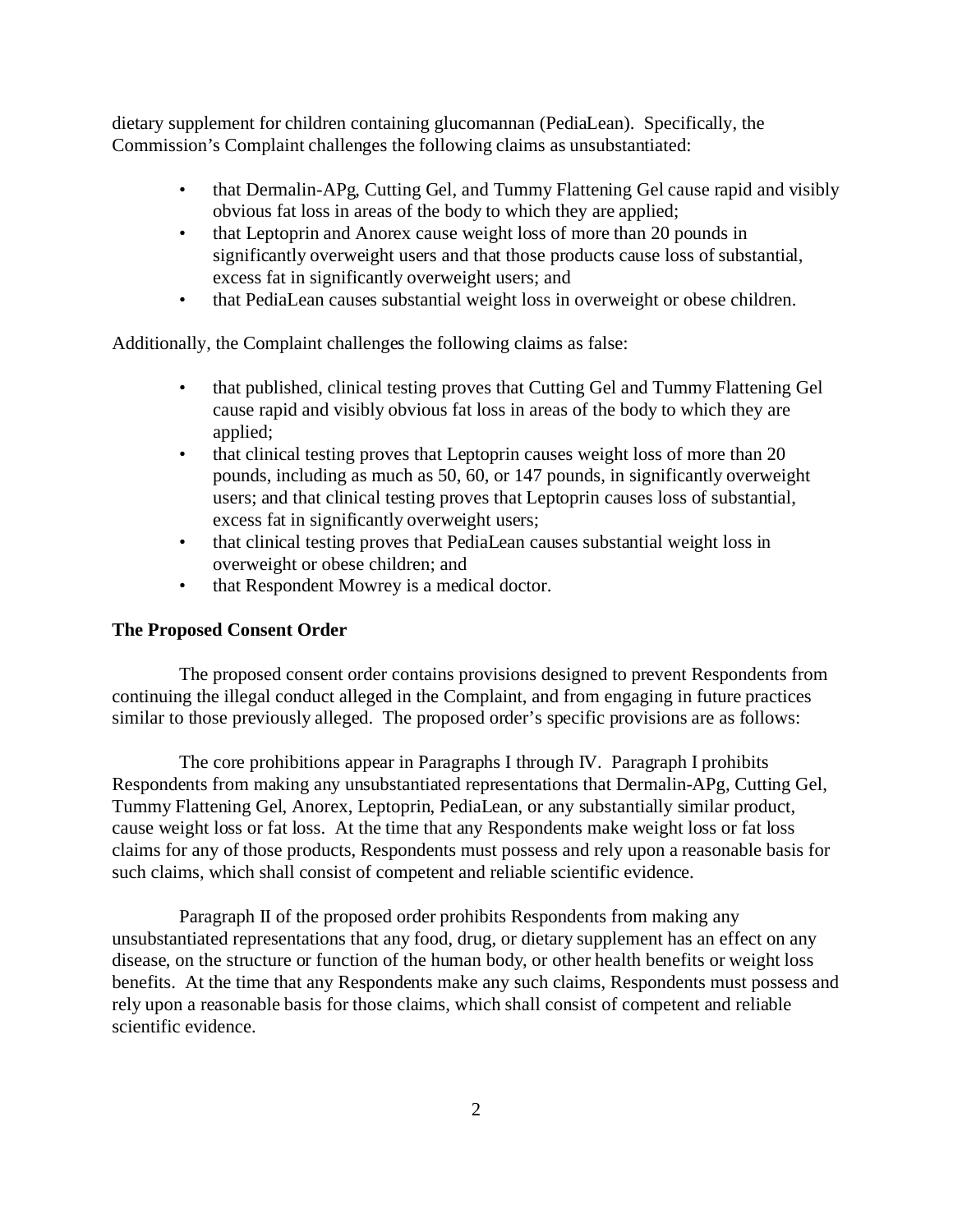dietary supplement for children containing glucomannan (PediaLean). Specifically, the Commission's Complaint challenges the following claims as unsubstantiated:

- that Dermalin-APg, Cutting Gel, and Tummy Flattening Gel cause rapid and visibly obvious fat loss in areas of the body to which they are applied;
- that Leptoprin and Anorex cause weight loss of more than 20 pounds in significantly overweight users and that those products cause loss of substantial, excess fat in significantly overweight users; and
- that PediaLean causes substantial weight loss in overweight or obese children.

Additionally, the Complaint challenges the following claims as false:

- that published, clinical testing proves that Cutting Gel and Tummy Flattening Gel cause rapid and visibly obvious fat loss in areas of the body to which they are applied;
- that clinical testing proves that Leptoprin causes weight loss of more than 20 pounds, including as much as 50, 60, or 147 pounds, in significantly overweight users; and that clinical testing proves that Leptoprin causes loss of substantial, excess fat in significantly overweight users;
- that clinical testing proves that PediaLean causes substantial weight loss in overweight or obese children; and
- that Respondent Mowrey is a medical doctor.

**The Proposed Consent Order**

The proposed consent order contains provisions designed to prevent Respondents from continuing the illegal conduct alleged in the Complaint, and from engaging in future practices similar to those previously alleged. The proposed order's specific provisions are as follows:

The core prohibitions appear in Paragraphs I through IV. Paragraph I prohibits Respondents from making any unsubstantiated representations that Dermalin-APg, Cutting Gel, Tummy Flattening Gel, Anorex, Leptoprin, PediaLean, or any substantially similar product, cause weight loss or fat loss. At the time that any Respondents make weight loss or fat loss claims for any of those products, Respondents must possess and rely upon a reasonable basis for such claims, which shall consist of competent and reliable scientific evidence.

Paragraph II of the proposed order prohibits Respondents from making any unsubstantiated representations that any food, drug, or dietary supplement has an effect on any disease, on the structure or function of the human body, or other health benefits or weight loss benefits. At the time that any Respondents make any such claims, Respondents must possess and rely upon a reasonable basis for those claims, which shall consist of competent and reliable scientific evidence.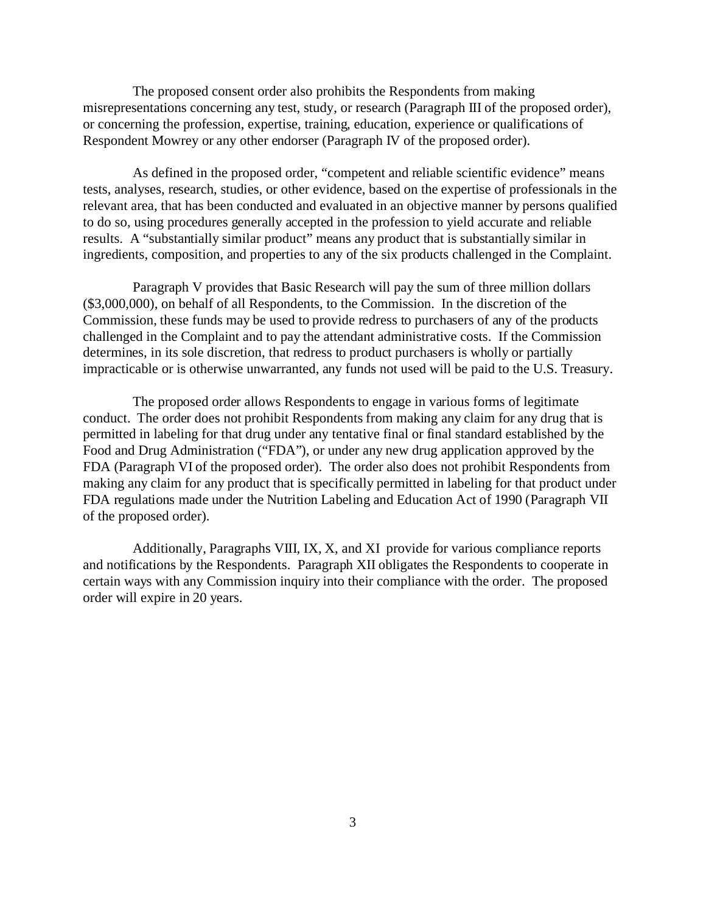The proposed consent order also prohibits the Respondents from making misrepresentations concerning any test, study, or research (Paragraph III of the proposed order), or concerning the profession, expertise, training, education, experience or qualifications of Respondent Mowrey or any other endorser (Paragraph IV of the proposed order).

As defined in the proposed order, "competent and reliable scientific evidence" means tests, analyses, research, studies, or other evidence, based on the expertise of professionals in the relevant area, that has been conducted and evaluated in an objective manner by persons qualified to do so, using procedures generally accepted in the profession to yield accurate and reliable results. A "substantially similar product" means any product that is substantially similar in ingredients, composition, and properties to any of the six products challenged in the Complaint.

Paragraph V provides that Basic Research will pay the sum of three million dollars ($3,000,000), on behalf of all Respondents, to the Commission. In the discretion of the Commission, these funds may be used to provide redress to purchasers of any of the products challenged in the Complaint and to pay the attendant administrative costs. If the Commission determines, in its sole discretion, that redress to product purchasers is wholly or partially impracticable or is otherwise unwarranted, any funds not used will be paid to the U.S. Treasury.

The proposed order allows Respondents to engage in various forms of legitimate conduct. The order does not prohibit Respondents from making any claim for any drug that is permitted in labeling for that drug under any tentative final or final standard established by the Food and Drug Administration ("FDA"), or under any new drug application approved by the FDA (Paragraph VI of the proposed order). The order also does not prohibit Respondents from making any claim for any product that is specifically permitted in labeling for that product under FDA regulations made under the Nutrition Labeling and Education Act of 1990 (Paragraph VII of the proposed order).

Additionally, Paragraphs VIII, IX, X, and XI provide for various compliance reports and notifications by the Respondents. Paragraph XII obligates the Respondents to cooperate in certain ways with any Commission inquiry into their compliance with the order. The proposed order will expire in 20 years.